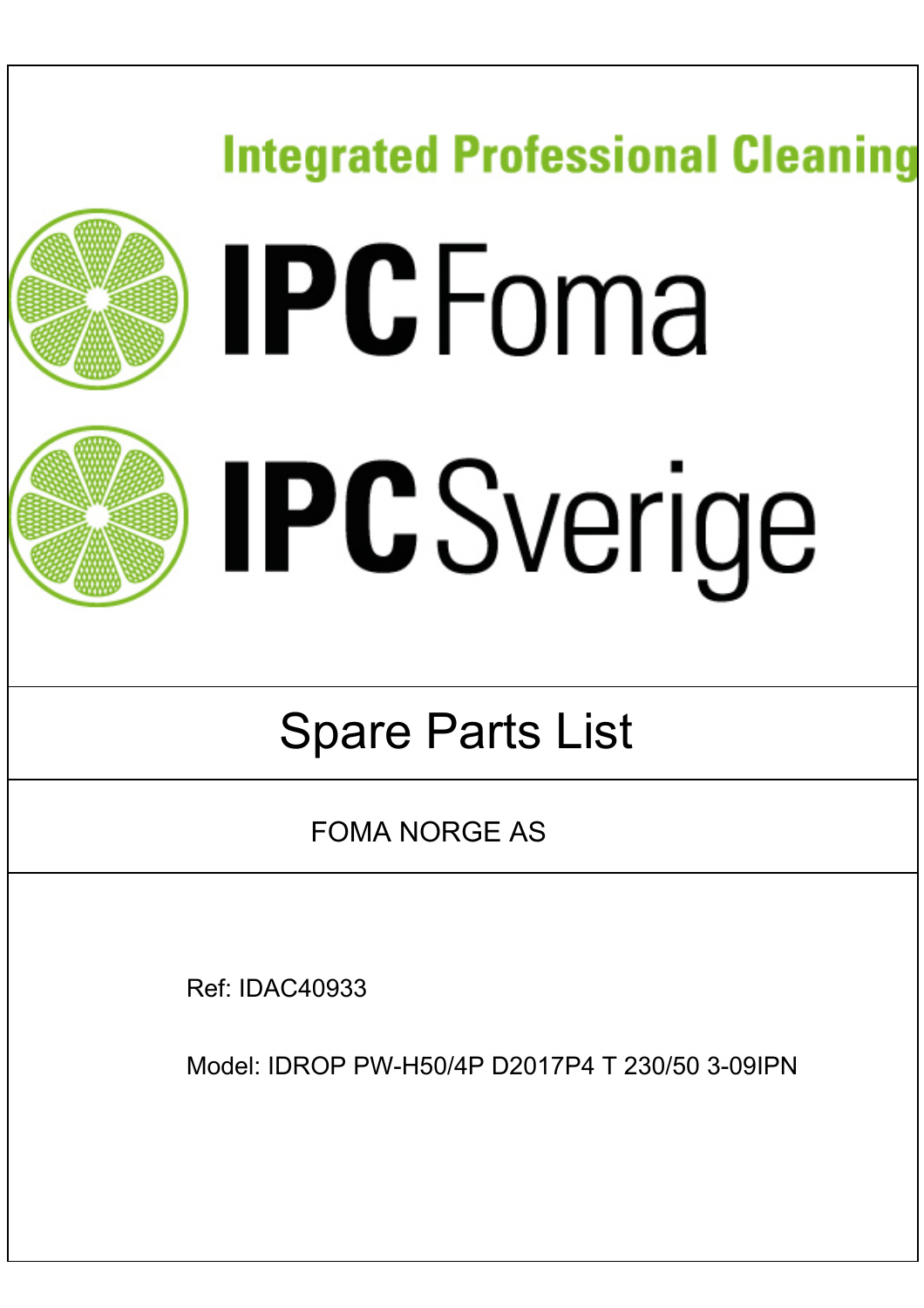Integrated Professional Cleaning

# IPC Foma

# IPC Sverige

## Spare Parts List

FOMA NORGE AS

Ref: IDAC40933

Model: IDROP PW-H50/4P D2017P4 T 230/50 3-09IPN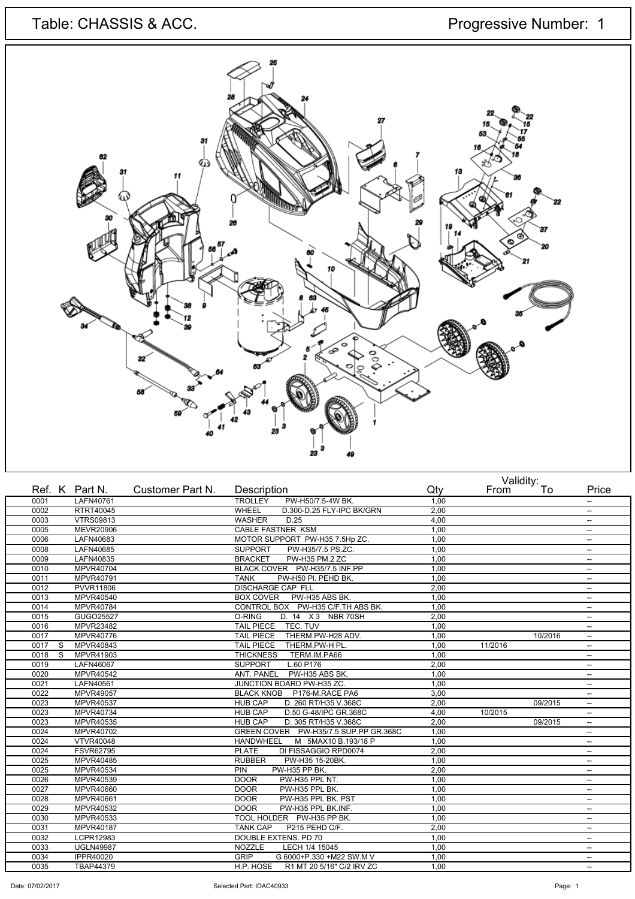# Table: CHASSIS & ACC.

Progressive Number: 1

| Ref. | K | Part N. | Customer Part N. | Description | Qty | Validity: From | To | Price |
|---|---|---|---|---|---|---|---|---|
| 0001 | | LAFN40761 | | TROLLEY PW-H50/7.5-4W BK. | 1,00 | | | -- |
| 0002 | | RTRT40045 | | WHEEL D.300-D.25 FLY-IPC BK/GRN | 2,00 | | | -- |
| 0003 | | VTRS09813 | | WASHER D.25 | 4,00 | | | -- |
| 0005 | | MEVR20906 | | CABLE FASTNER KSM | 1,00 | | | -- |
| 0006 | | LAFN40683 | | MOTOR SUPPORT PW-H35 7.5Hp ZC. | 1,00 | | | -- |
| 0008 | | LAFN40685 | | SUPPORT PW-H35/7.5 PS.ZC. | 1,00 | | | -- |
| 0009 | | LAFN40835 | | BRACKET PW-H35 PM.2 ZC | 1,00 | | | -- |
| 0010 | | MPVR40704 | | BLACK COVER PW-H35/7.5 INF.PP | 1,00 | | | -- |
| 0011 | | MPVR40791 | | TANK PW-H50 Pl. PEHD BK. | 1,00 | | | -- |
| 0012 | | PVVR11806 | | DISCHARGE CAP FLL | 2,00 | | | -- |
| 0013 | | MPVR40540 | | BOX COVER PW-H35 ABS BK. | 1,00 | | | -- |
| 0014 | | MPVR40784 | | CONTROL BOX PW-H35 C/F.TH ABS BK. | 1,00 | | | -- |
| 0015 | | GUGO25527 | | O-RING D. 14 X 3 NBR 70SH | 2,00 | | | -- |
| 0016 | | MPVR23482 | | TAIL PIECE TEC. TUV | 1,00 | | | -- |
| 0017 | | MPVR40776 | | TAIL PIECE THERM.PW-H28 ADV. | 1,00 | | 10/2016 | -- |
| 0017 | S | MPVR40843 | | TAIL PIECE THERM.PW-H PL. | 1,00 | 11/2016 | | -- |
| 0018 | S | MPVR41903 | | THICKNESS TERM.IM.PA66 | 1,00 | | | -- |
| 0019 | | LAFN46067 | | SUPPORT L.60 P176 | 2,00 | | | -- |
| 0020 | | MPVR40542 | | ANT. PANEL PW-H35 ABS BK. | 1,00 | | | -- |
| 0021 | | LAFN40561 | | JUNCTION BOARD PW-H35 ZC. | 1,00 | | | -- |
| 0022 | | MPVR49057 | | BLACK KNOB P176-M.RACE PA6 | 3,00 | | | -- |
| 0023 | | MPVR40537 | | HUB CAP D. 260 RT/H35 V.368C | 2,00 | | 09/2015 | -- |
| 0023 | | MPVR40734 | | HUB CAP D.50 G-48/IPC GR.368C | 4,00 | 10/2015 | | -- |
| 0023 | | MPVR40535 | | HUB CAP D. 305 RT/H35 V.368C | 2,00 | | 09/2015 | -- |
| 0024 | | MPVR40702 | | GREEN COVER PW-H35/7.5 SUP.PP GR.368C | 1,00 | | | -- |
| 0024 | | VTVR40048 | | HANDWHEEL M 5MAX10 B.193/18 P | 1,00 | | | -- |
| 0024 | | FSVR62795 | | PLATE DI FISSAGGIO RPD0074 | 2,00 | | | -- |
| 0025 | | MPVR40485 | | RUBBER PW-H35 15-20BK. | 1,00 | | | -- |
| 0025 | | MPVR40534 | | PIN PW-H35 PP BK. | 2,00 | | | -- |
| 0026 | | MPVR40539 | | DOOR PW-H35 PPL NT. | 1,00 | | | -- |
| 0027 | | MPVR40660 | | DOOR PW-H35 PPL BK. | 1,00 | | | -- |
| 0028 | | MPVR40661 | | DOOR PW-H35 PPL BK. PST | 1,00 | | | -- |
| 0029 | | MPVR40532 | | DOOR PW-H35 PPL BK.INF. | 1,00 | | | -- |
| 0030 | | MPVR40533 | | TOOL HOLDER PW-H35 PP BK. | 1,00 | | | -- |
| 0031 | | MPVR40187 | | TANK CAP P215 PEHD C/F. | 2,00 | | | -- |
| 0032 | | LCPR12983 | | DOUBLE EXTENS. PD 70 | 1,00 | | | -- |
| 0033 | | UGLN49987 | | NOZZLE LECH 1/4 15045 | 1,00 | | | -- |
| 0034 | | IPPR40020 | | GRIP G 6000+P.330 +M22 SW.M V | 1,00 | | | -- |
| 0035 | | TBAP44379 | | H.P. HOSE R1 MT 20 5/16" C/2 IRV ZC | 1,00 | | | -- |

Date: 07/02/2017 Selected Part: IDAC40933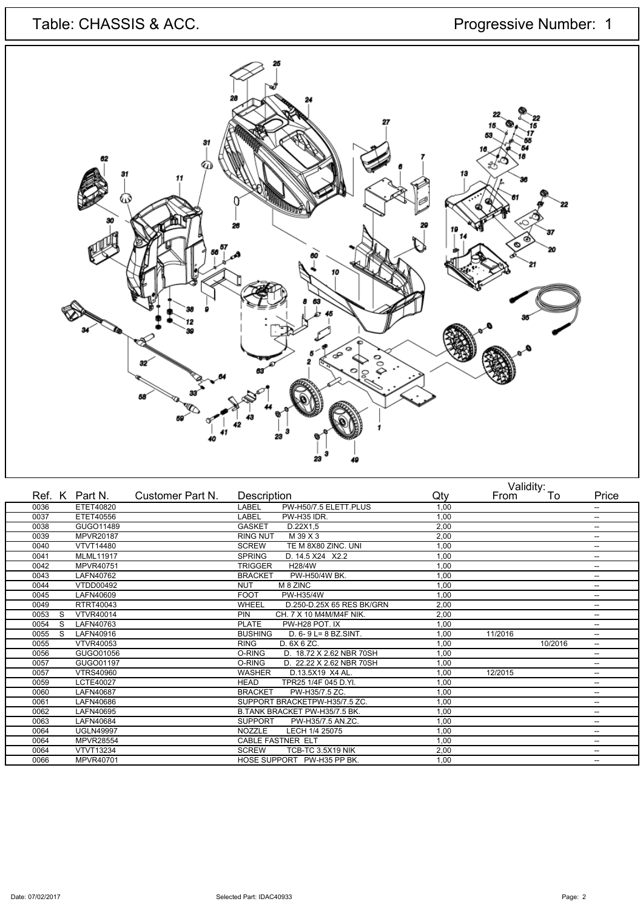Table: CHASSIS & ACC.

Progressive Number: 1

| Ref. | K | Part N. | Customer Part N. | Description | Qty | Validity: From | To | Price |
|---|---|---|---|---|---|---|---|---|
| 0036 | | ETET40820 | | LABEL PW-H50/7.5 ELETT.PLUS | 1,00 | | | -- |
| 0037 | | ETET40556 | | LABEL PW-H35 IDR. | 1,00 | | | -- |
| 0038 | | GUGO11489 | | GASKET D.22X1,5 | 2,00 | | | -- |
| 0039 | | MPVR20187 | | RING NUT M 39 X 3 | 2,00 | | | -- |
| 0040 | | VTVT14480 | | SCREW TE M 8X80 ZINC. UNI | 1,00 | | | -- |
| 0041 | | MLML11917 | | SPRING D. 14.5 X24 X2.2 | 1,00 | | | -- |
| 0042 | | MPVR40751 | | TRIGGER H28/4W | 1,00 | | | -- |
| 0043 | | LAFN40762 | | BRACKET PW-H50/4W BK. | 1,00 | | | -- |
| 0044 | | VTDD00492 | | NUT M 8 ZINC | 1,00 | | | -- |
| 0045 | | LAFN40609 | | FOOT PW-H35/4W | 1,00 | | | -- |
| 0049 | | RTRT40043 | | WHEEL D.250-D.25X 65 RES BK/GRN | 2,00 | | | -- |
| 0053 | S | VTVR40014 | | PIN CH. 7 X 10 M4M/M4F NIK. | 2,00 | | | -- |
| 0054 | S | LAFN40763 | | PLATE PW-H28 POT. IX | 1,00 | | | -- |
| 0055 | S | LAFN40916 | | BUSHING D. 6- 9 L= 8 BZ.SINT. | 1,00 | 11/2016 | | -- |
| 0055 | | VTVR40053 | | RING D. 6X 6 ZC. | 1,00 | | 10/2016 | -- |
| 0056 | | GUGO01056 | | O-RING D. 18.72 X 2.62 NBR 70SH | 1,00 | | | -- |
| 0057 | | GUGO01197 | | O-RING D. 22.22 X 2.62 NBR 70SH | 1,00 | | | -- |
| 0057 | | VTRS40960 | | WASHER D.13.5X19 X4 AL. | 1,00 | 12/2015 | | -- |
| 0059 | | LCTE40027 | | HEAD TPR25 1/4F 045 D.YI. | 1,00 | | | -- |
| 0060 | | LAFN40687 | | BRACKET PW-H35/7.5 ZC. | 1,00 | | | -- |
| 0061 | | LAFN40686 | | SUPPORT BRACKETPW-H35/7.5 ZC. | 1,00 | | | -- |
| 0062 | | LAFN40695 | | B.TANK BRACKET PW-H35/7.5 BK. | 1,00 | | | -- |
| 0063 | | LAFN40684 | | SUPPORT PW-H35/7.5 AN.ZC. | 1,00 | | | -- |
| 0064 | | UGLN49997 | | NOZZLE LECH 1/4 25075 | 1,00 | | | -- |
| 0064 | | MPVR28554 | | CABLE FASTNER ELT | 1,00 | | | -- |
| 0064 | | VTVT13234 | | SCREW TCB-TC 3.5X19 NIK | 2,00 | | | -- |
| 0066 | | MPVR40701 | | HOSE SUPPORT PW-H35 PP BK. | 1,00 | | | -- |

Date: 07/02/2017 Selected Part: IDAC40933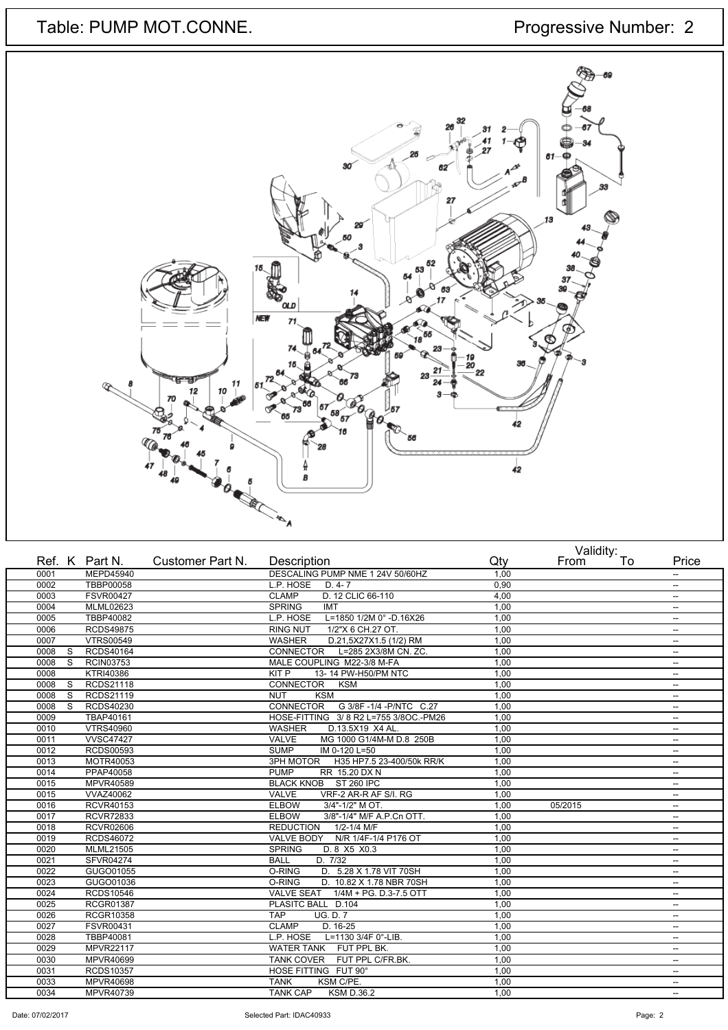# Table: PUMP MOT.CONNE.

Progressive Number: 2

| Ref. | K | Part N. | Customer Part N. | Description | Qty | Validity: From | To | Price |
|---|---|---|---|---|---|---|---|---|
| 0001 | | MEPD45940 | | DESCALING PUMP NME 1 24V 50/60HZ | 1,00 | | | -- |
| 0002 | | TBBP00058 | | L.P. HOSE D. 4- 7 | 0,90 | | | -- |
| 0003 | | FSVR00427 | | CLAMP D. 12 CLIC 66-110 | 4,00 | | | -- |
| 0004 | | MLML02623 | | SPRING IMT | 1,00 | | | -- |
| 0005 | | TBBP40082 | | L.P. HOSE L=1850 1/2M 0° -D.16X26 | 1,00 | | | -- |
| 0006 | | RCDS49875 | | RING NUT 1/2"X 6 CH.27 OT. | 1,00 | | | -- |
| 0007 | | VTRS00549 | | WASHER D.21,5X27X1.5 (1/2) RM | 1,00 | | | -- |
| 0008 | S | RCDS40164 | | CONNECTOR L=285 2X3/8M CN. ZC. | 1,00 | | | -- |
| 0008 | S | RCIN03753 | | MALE COUPLING M22-3/8 M-FA | 1,00 | | | -- |
| 0008 | | KTRI40386 | | KIT P 13- 14 PW-H50/PM NTC | 1,00 | | | -- |
| 0008 | S | RCDS21118 | | CONNECTOR KSM | 1,00 | | | -- |
| 0008 | S | RCDS21119 | | NUT KSM | 1,00 | | | -- |
| 0008 | S | RCDS40230 | | CONNECTOR G 3/8F -1/4 -P/NTC C.27 | 1,00 | | | -- |
| 0009 | | TBAP40161 | | HOSE-FITTING 3/ 8 R2 L=755 3/8OC.-PM26 | 1,00 | | | -- |
| 0010 | | VTRS40960 | | WASHER D.13.5X19 X4 AL. | 1,00 | | | -- |
| 0011 | | VVSC47427 | | VALVE MG 1000 G1/4M-M D.8 250B | 1,00 | | | -- |
| 0012 | | RCDS00593 | | SUMP IM 0-120 L=50 | 1,00 | | | -- |
| 0013 | | MOTR40053 | | 3PH MOTOR H35 HP7.5 23-400/50k RR/K | 1,00 | | | -- |
| 0014 | | PPAP40058 | | PUMP RR 15.20 DX N | 1,00 | | | -- |
| 0015 | | MPVR40589 | | BLACK KNOB ST 260 IPC | 1,00 | | | -- |
| 0015 | | VVAZ40062 | | VALVE VRF-2 AR-R AF S/I. RG | 1,00 | | | -- |
| 0016 | | RCVR40153 | | ELBOW 3/4"-1/2" M OT. | 1,00 | 05/2015 | | -- |
| 0017 | | RCVR72833 | | ELBOW 3/8"-1/4" M/F A.P.Cn OTT. | 1,00 | | | -- |
| 0018 | | RCVR02606 | | REDUCTION 1/2-1/4 M/F | 1,00 | | | -- |
| 0019 | | RCDS46072 | | VALVE BODY N/R 1/4F-1/4 P176 OT | 1,00 | | | -- |
| 0020 | | MLML21505 | | SPRING D. 8 X5 X0.3 | 1,00 | | | -- |
| 0021 | | SFVR04274 | | BALL D. 7/32 | 1,00 | | | -- |
| 0022 | | GUGO01055 | | O-RING D. 5.28 X 1.78 VIT 70SH | 1,00 | | | -- |
| 0023 | | GUGO01036 | | O-RING D. 10.82 X 1.78 NBR 70SH | 1,00 | | | -- |
| 0024 | | RCDS10546 | | VALVE SEAT 1/4M + PG. D.3-7.5 OTT | 1,00 | | | -- |
| 0025 | | RCGR01387 | | PLASITC BALL D.104 | 1,00 | | | -- |
| 0026 | | RCGR10358 | | TAP UG. D. 7 | 1,00 | | | -- |
| 0027 | | FSVR00431 | | CLAMP D. 16-25 | 1,00 | | | -- |
| 0028 | | TBBP40081 | | L.P. HOSE L=1130 3/4F 0°-LIB. | 1,00 | | | -- |
| 0029 | | MPVR22117 | | WATER TANK FUT PPL BK. | 1,00 | | | -- |
| 0030 | | MPVR40699 | | TANK COVER FUT PPL C/FR.BK. | 1,00 | | | -- |
| 0031 | | RCDS10357 | | HOSE FITTING FUT 90° | 1,00 | | | -- |
| 0033 | | MPVR40698 | | TANK KSM C/PE. | 1,00 | | | -- |
| 0034 | | MPVR40739 | | TANK CAP KSM D.36.2 | 1,00 | | | -- |

Date: 07/02/2017

Selected Part: IDAC40933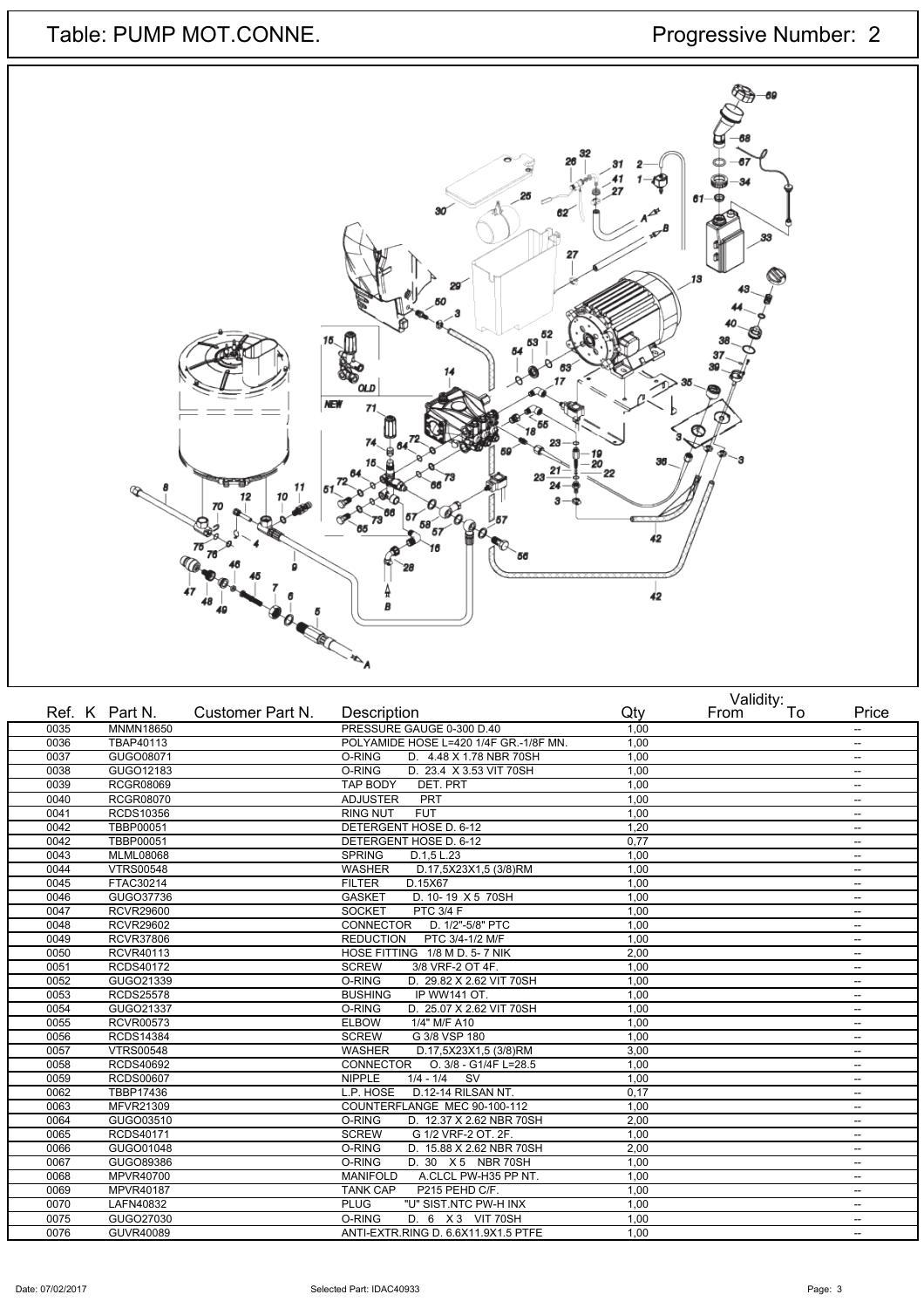# Table: PUMP MOT.CONNE.

Progressive Number: 2

| Ref. | K | Part N. | Customer Part N. | Description | Qty | Validity: From | To | Price |
|---|---|---|---|---|---|---|---|---|
| 0035 | | MNMN18650 | | PRESSURE GAUGE 0-300 D.40 | 1,00 | | | -- |
| 0036 | | TBAP40113 | | POLYAMIDE HOSE L=420 1/4F GR.-1/8F MN. | 1,00 | | | -- |
| 0037 | | GUGO08071 | | O-RING D. 4.48 X 1.78 NBR 70SH | 1,00 | | | -- |
| 0038 | | GUGO12183 | | O-RING D. 23.4 X 3.53 VIT 70SH | 1,00 | | | -- |
| 0039 | | RCGR08069 | | TAP BODY DET. PRT | 1,00 | | | -- |
| 0040 | | RCGR08070 | | ADJUSTER PRT | 1,00 | | | -- |
| 0041 | | RCDS10356 | | RING NUT FUT | 1,00 | | | -- |
| 0042 | | TBBP00051 | | DETERGENT HOSE D. 6-12 | 1,20 | | | -- |
| 0042 | | TBBP00051 | | DETERGENT HOSE D. 6-12 | 0,77 | | | -- |
| 0043 | | MLML08068 | | SPRING D.1,5 L.23 | 1,00 | | | -- |
| 0044 | | VTRS00548 | | WASHER D.17,5X23X1,5 (3/8)RM | 1,00 | | | -- |
| 0045 | | FTAC30214 | | FILTER D.15X67 | 1,00 | | | -- |
| 0046 | | GUGO37736 | | GASKET D. 10- 19 X 5 70SH | 1,00 | | | -- |
| 0047 | | RCVR29600 | | SOCKET PTC 3/4 F | 1,00 | | | -- |
| 0048 | | RCVR29602 | | CONNECTOR D. 1/2"-5/8" PTC | 1,00 | | | -- |
| 0049 | | RCVR37806 | | REDUCTION PTC 3/4-1/2 M/F | 1,00 | | | -- |
| 0050 | | RCVR40113 | | HOSE FITTING 1/8 M D. 5- 7 NIK | 2,00 | | | -- |
| 0051 | | RCDS40172 | | SCREW 3/8 VRF-2 OT 4F. | 1,00 | | | -- |
| 0052 | | GUGO21339 | | O-RING D. 29.82 X 2.62 VIT 70SH | 1,00 | | | -- |
| 0053 | | RCDS25578 | | BUSHING IP WW141 OT. | 1,00 | | | -- |
| 0054 | | GUGO21337 | | O-RING D. 25.07 X 2.62 VIT 70SH | 1,00 | | | -- |
| 0055 | | RCVR00573 | | ELBOW 1/4" M/F A10 | 1,00 | | | -- |
| 0056 | | RCDS14384 | | SCREW G 3/8 VSP 180 | 1,00 | | | -- |
| 0057 | | VTRS00548 | | WASHER D.17,5X23X1,5 (3/8)RM | 3,00 | | | -- |
| 0058 | | RCDS40692 | | CONNECTOR O. 3/8 - G1/4F L=28.5 | 1,00 | | | -- |
| 0059 | | RCDS00607 | | NIPPLE 1/4 - 1/4 SV | 1,00 | | | -- |
| 0062 | | TBBP17436 | | L.P. HOSE D.12-14 RILSAN NT. | 0,17 | | | -- |
| 0063 | | MFVR21309 | | COUNTERFLANGE MEC 90-100-112 | 1,00 | | | -- |
| 0064 | | GUGO03510 | | O-RING D. 12.37 X 2.62 NBR 70SH | 2,00 | | | -- |
| 0065 | | RCDS40171 | | SCREW G 1/2 VRF-2 OT. 2F. | 1,00 | | | -- |
| 0066 | | GUGO01048 | | O-RING D. 15.88 X 2.62 NBR 70SH | 2,00 | | | -- |
| 0067 | | GUGO89386 | | O-RING D. 30 X 5 NBR 70SH | 1,00 | | | -- |
| 0068 | | MPVR40700 | | MANIFOLD A.CLCL PW-H35 PP NT. | 1,00 | | | -- |
| 0069 | | MPVR40187 | | TANK CAP P215 PEHD C/F. | 1,00 | | | -- |
| 0070 | | LAFN40832 | | PLUG "U" SIST.NTC PW-H INX | 1,00 | | | -- |
| 0075 | | GUGO27030 | | O-RING D. 6 X 3 VIT 70SH | 1,00 | | | -- |
| 0076 | | GUVR40089 | | ANTI-EXTR.RING D. 6.6X11.9X1.5 PTFE | 1,00 | | | -- |

Date: 07/02/2017 Selected Part: IDAC40933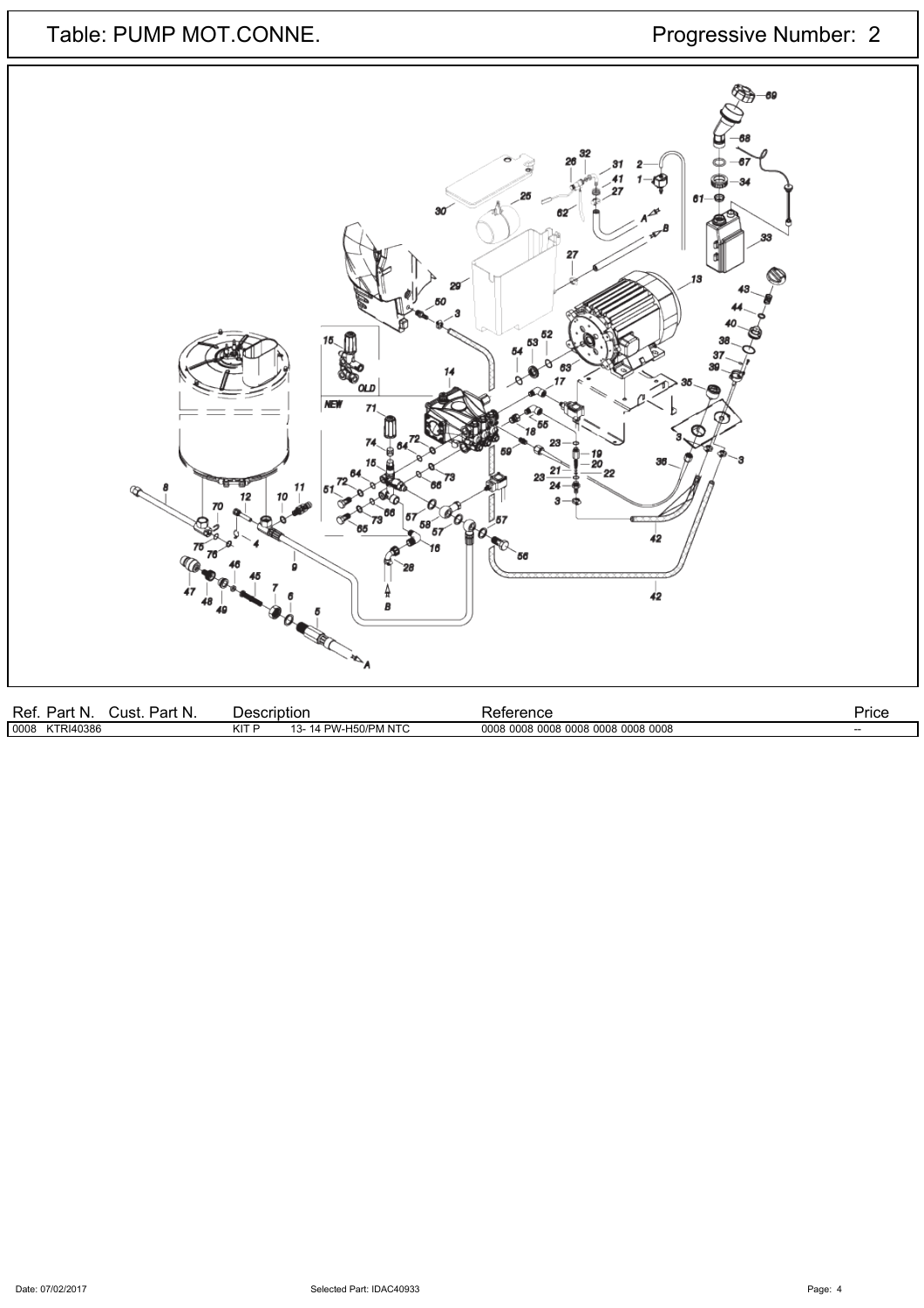Table: PUMP MOT.CONNE. Progressive Number: 2

| Ref. | Part N. | Cust. Part N. | Description | Reference | Price |
|---|---|---|---|---|---|
| 0008 | KTRI40386 | | KIT P 13- 14 PW-H50/PM NTC | 0008 0008 0008 0008 0008 0008 0008 | -- |

Date: 07/02/2017 Selected Part: IDAC40933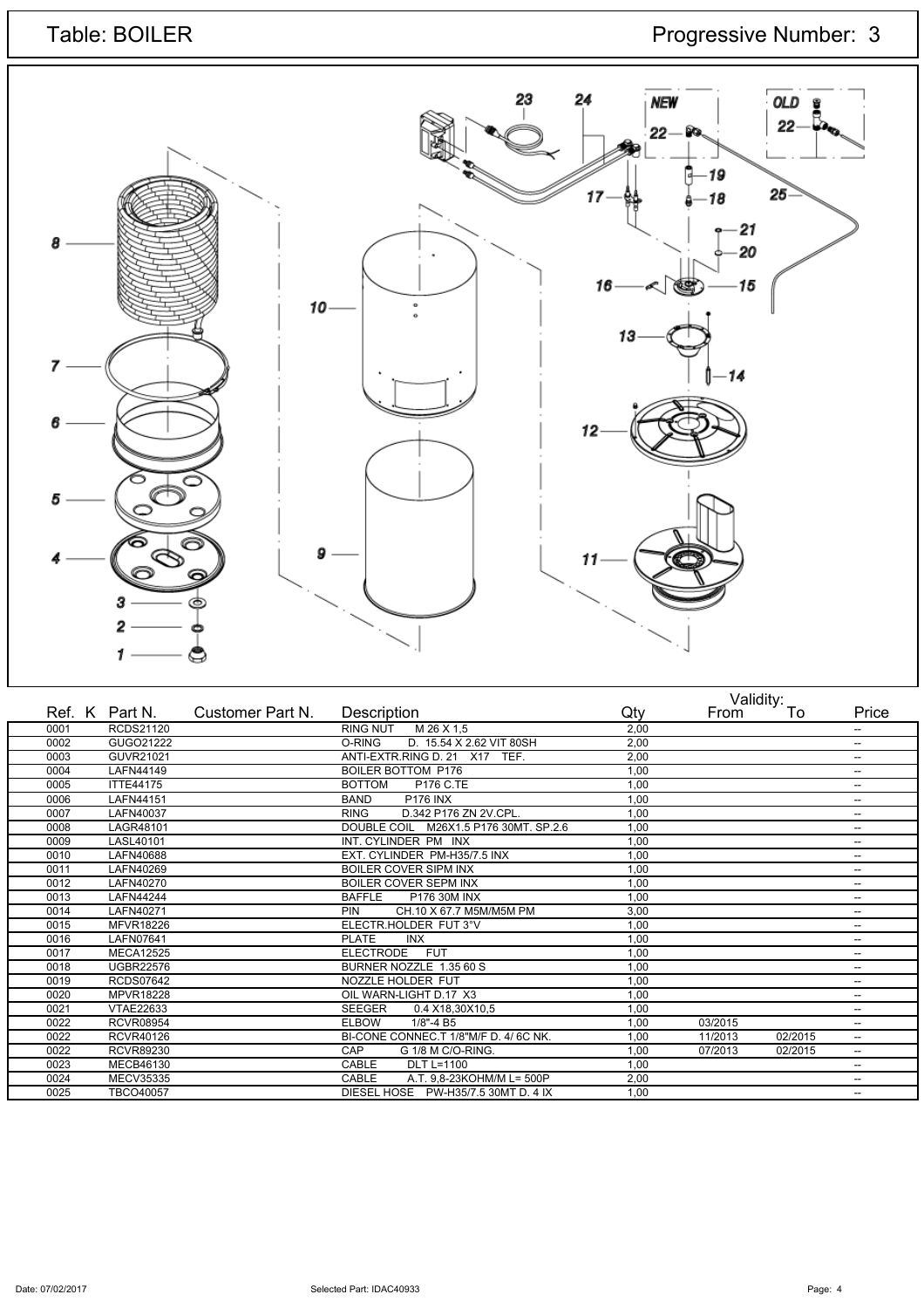# Table: BOILER

Progressive Number: 3

| Ref. | K | Part N. | Customer Part N. | Description | Qty | Validity: From | To | Price |
|---|---|---|---|---|---|---|---|---|
| 0001 | | RCDS21120 | | RING NUT M 26 X 1,5 | 2,00 | | | -- |
| 0002 | | GUGO21222 | | O-RING D. 15.54 X 2.62 VIT 80SH | 2,00 | | | -- |
| 0003 | | GUVR21021 | | ANTI-EXTR.RING D. 21 X17 TEF. | 2,00 | | | -- |
| 0004 | | LAFN44149 | | BOILER BOTTOM P176 | 1,00 | | | -- |
| 0005 | | ITTE44175 | | BOTTOM P176 C.TE | 1,00 | | | -- |
| 0006 | | LAFN44151 | | BAND P176 INX | 1,00 | | | -- |
| 0007 | | LAFN40037 | | RING D.342 P176 ZN 2V.CPL. | 1,00 | | | -- |
| 0008 | | LAGR48101 | | DOUBLE COIL M26X1.5 P176 30MT. SP.2.6 | 1,00 | | | -- |
| 0009 | | LASL40101 | | INT. CYLINDER PM INX | 1,00 | | | -- |
| 0010 | | LAFN40688 | | EXT. CYLINDER PM-H35/7.5 INX | 1,00 | | | -- |
| 0011 | | LAFN40269 | | BOILER COVER SIPM INX | 1,00 | | | -- |
| 0012 | | LAFN40270 | | BOILER COVER SEPM INX | 1,00 | | | -- |
| 0013 | | LAFN44244 | | BAFFLE P176 30M INX | 1,00 | | | -- |
| 0014 | | LAFN40271 | | PIN CH.10 X 67.7 M5M/M5M PM | 3,00 | | | -- |
| 0015 | | MFVR18226 | | ELECTR.HOLDER FUT 3°V | 1,00 | | | -- |
| 0016 | | LAFN07641 | | PLATE INX | 1,00 | | | -- |
| 0017 | | MECA12525 | | ELECTRODE FUT | 1,00 | | | -- |
| 0018 | | UGBR22576 | | BURNER NOZZLE 1.35 60 S | 1,00 | | | -- |
| 0019 | | RCDS07642 | | NOZZLE HOLDER FUT | 1,00 | | | -- |
| 0020 | | MPVR18228 | | OIL WARN-LIGHT D.17 X3 | 1,00 | | | -- |
| 0021 | | VTAE22633 | | SEEGER 0.4 X18,30X10,5 | 1,00 | | | -- |
| 0022 | | RCVR08954 | | ELBOW 1/8"-4 B5 | 1,00 | 03/2015 | | -- |
| 0022 | | RCVR40126 | | BI-CONE CONNEC.T 1/8"M/F D. 4/ 6C NK. | 1,00 | 11/2013 | 02/2015 | -- |
| 0022 | | RCVR89230 | | CAP G 1/8 M C/O-RING. | 1,00 | 07/2013 | 02/2015 | -- |
| 0023 | | MECB46130 | | CABLE DLT L=1100 | 1,00 | | | -- |
| 0024 | | MECV35335 | | CABLE A.T. 9,8-23KOHM/M L= 500P | 2,00 | | | -- |
| 0025 | | TBCO40057 | | DIESEL HOSE PW-H35/7.5 30MT D. 4 IX | 1,00 | | | -- |

Date: 07/02/2017 Selected Part: IDAC40933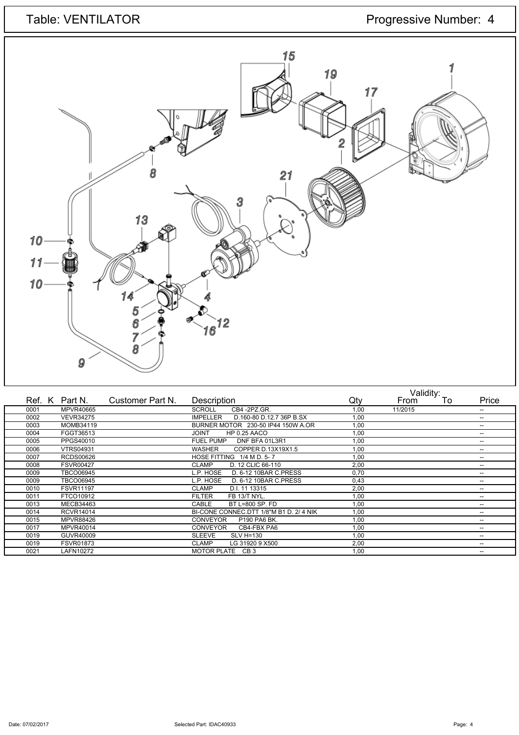# Table: VENTILATOR

Progressive Number: 4

| Ref. | K | Part N. | Customer Part N. | Description | Qty | Validity: From | To | Price |
|---|---|---|---|---|---|---|---|---|
| 0001 | | MPVR40665 | | SCROLL CB4 -2PZ.GR. | 1,00 | 11/2015 | | -- |
| 0002 | | VEVR34275 | | IMPELLER D.160-80 D.12.7 36P B.SX | 1,00 | | | -- |
| 0003 | | MOMB34119 | | BURNER MOTOR 230-50 IP44 150W A.OR | 1,00 | | | -- |
| 0004 | | FGGT36513 | | JOINT HP 0.25 AACO | 1,00 | | | -- |
| 0005 | | PPGS40010 | | FUEL PUMP DNF BFA 01L3R1 | 1,00 | | | -- |
| 0006 | | VTRS04931 | | WASHER COPPER D.13X19X1.5 | 1,00 | | | -- |
| 0007 | | RCDS00626 | | HOSE FITTING 1/4 M D. 5- 7 | 1,00 | | | -- |
| 0008 | | FSVR00427 | | CLAMP D. 12 CLIC 66-110 | 2,00 | | | -- |
| 0009 | | TBCO06945 | | L.P. HOSE D. 6-12 10BAR C.PRESS | 0,70 | | | -- |
| 0009 | | TBCO06945 | | L.P. HOSE D. 6-12 10BAR C.PRESS | 0,43 | | | -- |
| 0010 | | FSVR11197 | | CLAMP D.I. 11 13315 | 2,00 | | | -- |
| 0011 | | FTCO10912 | | FILTER FB 13/T NYL. | 1,00 | | | -- |
| 0013 | | MECB34463 | | CABLE BT L=800 SP. FD | 1,00 | | | -- |
| 0014 | | RCVR14014 | | BI-CONE CONNEC.DTT 1/8"M B1 D. 2/ 4 NIK | 1,00 | | | -- |
| 0015 | | MPVR88426 | | CONVEYOR P190 PA6 BK. | 1,00 | | | -- |
| 0017 | | MPVR40014 | | CONVEYOR CB4-FBX PA6 | 1,00 | | | -- |
| 0019 | | GUVR40009 | | SLEEVE SLV H=130 | 1,00 | | | -- |
| 0019 | | FSVR01873 | | CLAMP LG 31920 9 X500 | 2,00 | | | -- |
| 0021 | | LAFN10272 | | MOTOR PLATE CB 3 | 1,00 | | | -- |

Date: 07/02/2017 Selected Part: IDAC40933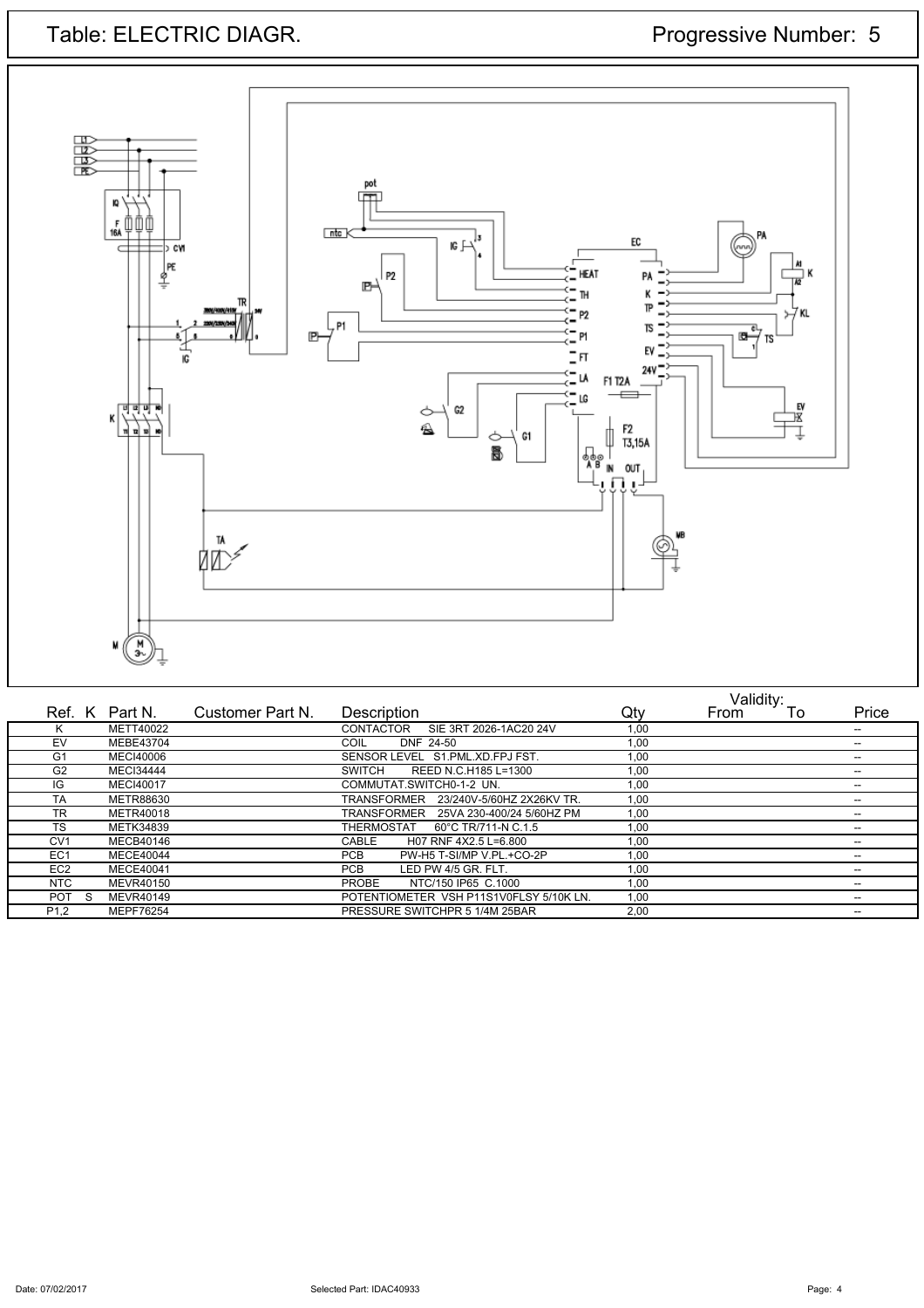Table: ELECTRIC DIAGR. Progressive Number: 5

| Ref. | K | Part N. | Customer Part N. | Description | Qty | Validity: From | To | Price |
|---|---|---|---|---|---|---|---|---|
| K | | METT40022 | | CONTACTOR SIE 3RT 2026-1AC20 24V | 1,00 | | | -- |
| EV | | MEBE43704 | | COIL DNF 24-50 | 1,00 | | | -- |
| G1 | | MECI40006 | | SENSOR LEVEL S1.PML.XD.FPJ FST. | 1,00 | | | -- |
| G2 | | MECI34444 | | SWITCH REED N.C.H185 L=1300 | 1,00 | | | -- |
| IG | | MECI40017 | | COMMUTAT.SWITCH0-1-2 UN. | 1,00 | | | -- |
| TA | | METR88630 | | TRANSFORMER 23/240V-5/60HZ 2X26KV TR. | 1,00 | | | -- |
| TR | | METR40018 | | TRANSFORMER 25VA 230-400/24 5/60HZ PM | 1,00 | | | -- |
| TS | | METK34839 | | THERMOSTAT 60°C TR/711-N C.1.5 | 1,00 | | | -- |
| CV1 | | MECB40146 | | CABLE H07 RNF 4X2,5 L=6.800 | 1,00 | | | -- |
| EC1 | | MECE40044 | | PCB PW-H5 T-SI/MP V.PL.+CO-2P | 1,00 | | | -- |
| EC2 | | MECE40041 | | PCB LED PW 4/5 GR. FLT. | 1,00 | | | -- |
| NTC | | MEVR40150 | | PROBE NTC/150 IP65 C.1000 | 1,00 | | | -- |
| POT | S | MEVR40149 | | POTENTIOMETER VSH P11S1V0FLSY 5/10K LN. | 1,00 | | | -- |
| P1,2 | | MEPF76254 | | PRESSURE SWITCHPR 5 1/4M 25BAR | 2,00 | | | -- |

Date: 07/02/2017 Selected Part: IDAC40933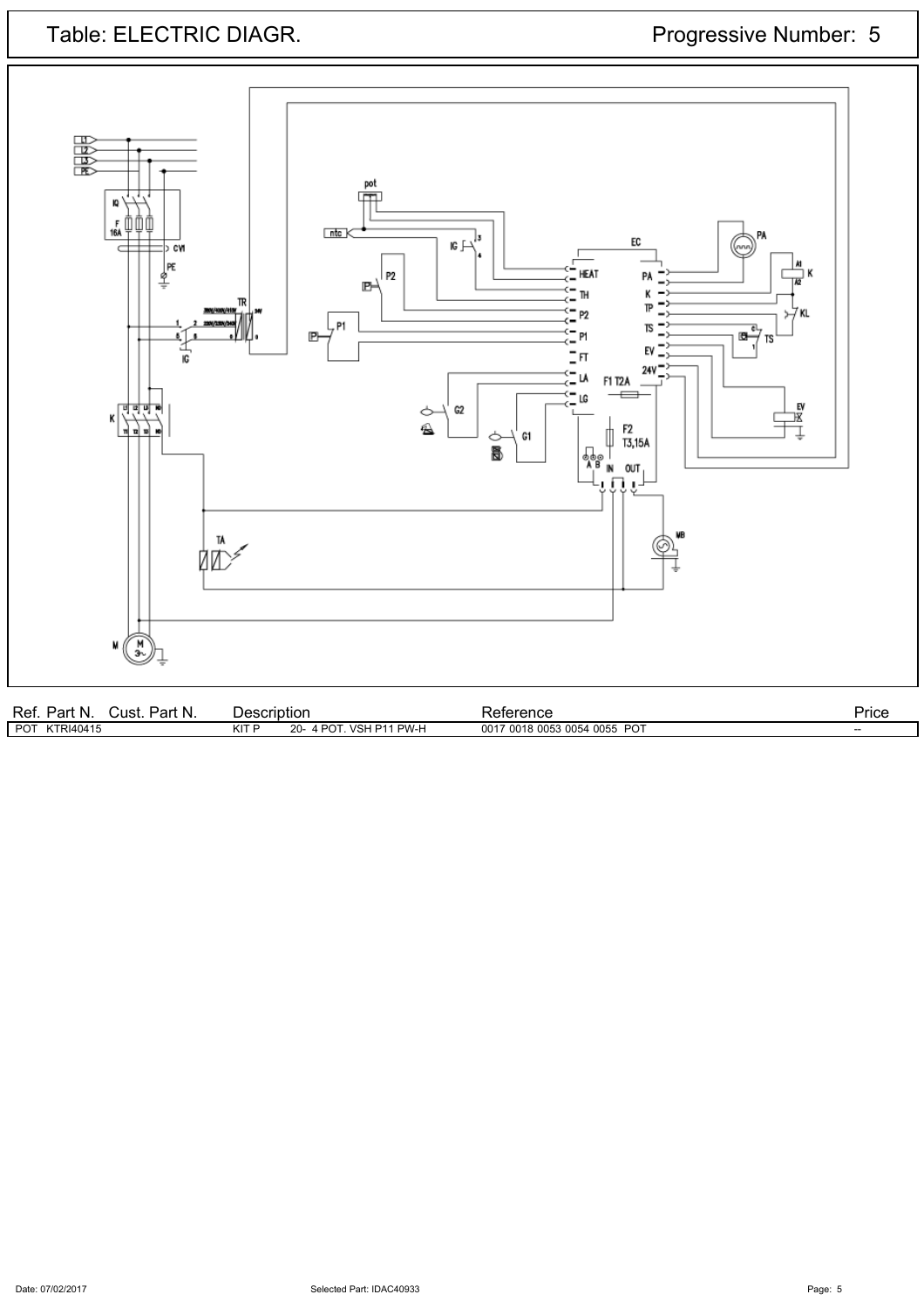# Table: ELECTRIC DIAGR.

Progressive Number: 5

L1
L2
L3
PE
IQ
F
16A
CV1
PE
TR
380/400/415V
230/220/240V
24V
1
2
5
6
0
IG
K
L1 L2 L3 NO
T1 T2 T3 NO
TA
M
M
3~
pot
ntc
IG
3
4
P2
P1
EC
HEAT
TH
P2
P1
FT
LA
LG
F1 T2A
F2
T3,15A
A B
IN
OUT
G2
G1
PA
PA
K
TP
TS
EV
24V
A1
A2
K
KL
C
1
TS
EV
MB

| Ref. | Part N. | Cust. Part N. | Description | Reference | Price |
|---|---|---|---|---|---|
| POT | KTRI40415 | | KIT P 20- 4 POT. VSH P11 PW-H | 0017 0018 0053 0054 0055 POT | -- |

Date: 07/02/2017 Selected Part: IDAC40933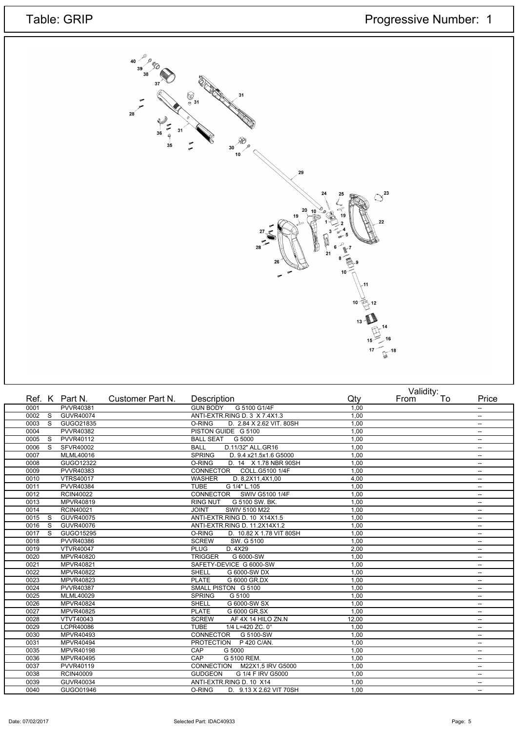# Table: GRIP

Progressive Number: 1

| Ref. | K | Part N. | Customer Part N. | Description | Qty | Validity: From | To | Price |
|---|---|---|---|---|---|---|---|---|
| 0001 | | PVVR40381 | | GUN BODY G 5100 G1/4F | 1,00 | | | -- |
| 0002 | S | GUVR40074 | | ANTI-EXTR.RING D. 3 X 7.4X1.3 | 1,00 | | | -- |
| 0003 | S | GUGO21835 | | O-RING D. 2.84 X 2.62 VIT. 80SH | 1,00 | | | -- |
| 0004 | | PVVR40382 | | PISTON GUIDE G 5100 | 1,00 | | | -- |
| 0005 | S | PVVR40112 | | BALL SEAT G 5000 | 1,00 | | | -- |
| 0006 | S | SFVR40002 | | BALL D.11/32" ALL.GR16 | 1,00 | | | -- |
| 0007 | | MLML40016 | | SPRING D. 9.4 x21.5x1.6 G5000 | 1,00 | | | -- |
| 0008 | | GUGO12322 | | O-RING D. 14 X 1.78 NBR 90SH | 1,00 | | | -- |
| 0009 | | PVVR40383 | | CONNECTOR COLL.G5100 1/4F | 1,00 | | | -- |
| 0010 | | VTRS40017 | | WASHER D. 8,2X11,4X1,00 | 4,00 | | | -- |
| 0011 | | PVVR40384 | | TUBE G 1/4" L.105 | 1,00 | | | -- |
| 0012 | | RCIN40022 | | CONNECTOR SWIV G5100 1/4F | 1,00 | | | -- |
| 0013 | | MPVR40819 | | RING NUT G 5100 SW. BK. | 1,00 | | | -- |
| 0014 | | RCIN40021 | | JOINT SWIV 5100 M22 | 1,00 | | | -- |
| 0015 | S | GUVR40075 | | ANTI-EXTR.RING D. 10 X14X1.5 | 1,00 | | | -- |
| 0016 | S | GUVR40076 | | ANTI-EXTR.RING D. 11.2X14X1.2 | 1,00 | | | -- |
| 0017 | S | GUGO15295 | | O-RING D. 10.82 X 1.78 VIT 80SH | 1,00 | | | -- |
| 0018 | | PVVR40386 | | SCREW SW. G 5100 | 1,00 | | | -- |
| 0019 | | VTVT40047 | | PLUG D. 4X29 | 2,00 | | | -- |
| 0020 | | MPVR40820 | | TRIGGER G 6000-SW | 1,00 | | | -- |
| 0021 | | MPVR40821 | | SAFETY-DEVICE G 6000-SW | 1,00 | | | -- |
| 0022 | | MPVR40822 | | SHELL G 6000-SW DX | 1,00 | | | -- |
| 0023 | | MPVR40823 | | PLATE G 6000 GR.DX | 1,00 | | | -- |
| 0024 | | PVVR40387 | | SMALL PISTON G 5100 | 1,00 | | | -- |
| 0025 | | MLML40029 | | SPRING G 5100 | 1,00 | | | -- |
| 0026 | | MPVR40824 | | SHELL G 6000-SW SX | 1,00 | | | -- |
| 0027 | | MPVR40825 | | PLATE G 6000 GR.SX | 1,00 | | | -- |
| 0028 | | VTVT40043 | | SCREW AF 4X 14 HILO ZN.N | 12,00 | | | -- |
| 0029 | | LCPR40086 | | TUBE 1/4 L=420 ZC. 0° | 1,00 | | | -- |
| 0030 | | MPVR40493 | | CONNECTOR G 5100-SW | 1,00 | | | -- |
| 0031 | | MPVR40494 | | PROTECTION P 420 C/AN. | 1,00 | | | -- |
| 0035 | | MPVR40198 | | CAP G 5000 | 1,00 | | | -- |
| 0036 | | MPVR40495 | | CAP G 5100 REM. | 1,00 | | | -- |
| 0037 | | PVVR40119 | | CONNECTION M22X1,5 IRV G5000 | 1,00 | | | -- |
| 0038 | | RCIN40009 | | GUDGEON G 1/4 F IRV G5000 | 1,00 | | | -- |
| 0039 | | GUVR40034 | | ANTI-EXTR.RING D. 10 X14 | 1,00 | | | -- |
| 0040 | | GUGO01946 | | O-RING D. 9.13 X 2.62 VIT 70SH | 1,00 | | | -- |

Date: 07/02/2017 Selected Part: IDAC40933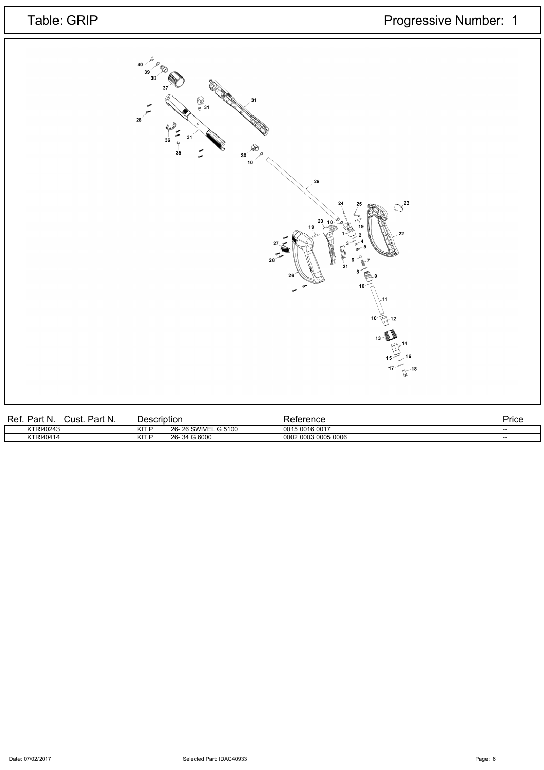# Table: GRIP

## Progressive Number: 1

40
39
38
37
31
28
36
31
35
30
10
29
24
25
23
20
10
19
19
1
2
22
27
3
4
5
28
6
7
21
8
9
26
10
11
10
12
13
14
15
16
17
18

| Ref. | Part N. | Cust. Part N. | Description | Reference | Price |
|---|---|---|---|---|---|
| | KTRI40243 | | KIT P 26- 26 SWIVEL G 5100 | 0015 0016 0017 | -- |
| | KTRI40414 | | KIT P 26- 34 G 6000 | 0002 0003 0005 0006 | -- |

Date: 07/02/2017 Selected Part: IDAC40933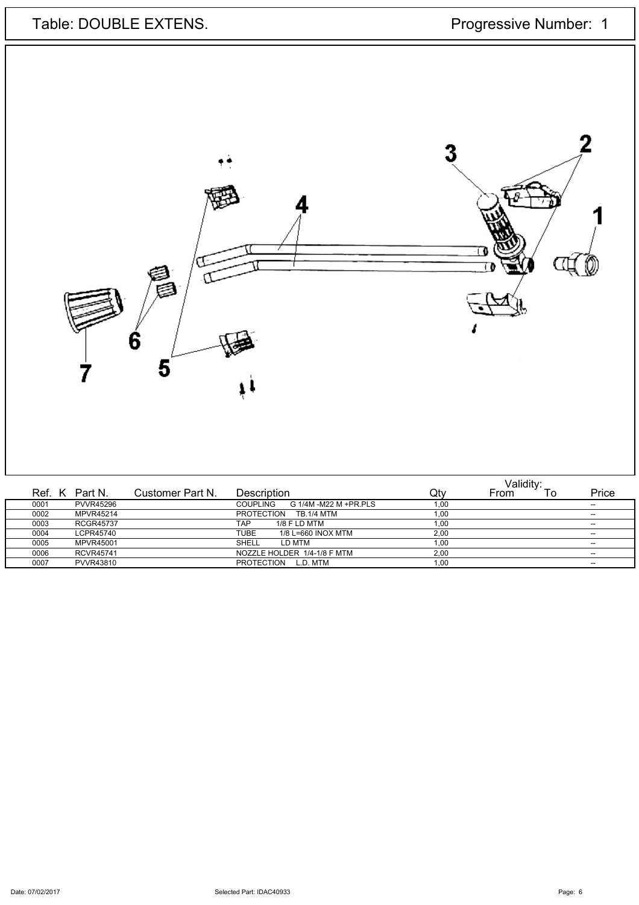Table: DOUBLE EXTENS.

Progressive Number: 1

2
3
1
4
6
5
7

| Ref. | K | Part N. | Customer Part N. | Description | Qty | Validity: From | To | Price |
|---|---|---|---|---|---|---|---|---|
| 0001 | | PVVR45296 | | COUPLING G 1/4M -M22 M +PR.PLS | 1,00 | | | -- |
| 0002 | | MPVR45214 | | PROTECTION TB.1/4 MTM | 1,00 | | | -- |
| 0003 | | RCGR45737 | | TAP 1/8 F LD MTM | 1,00 | | | -- |
| 0004 | | LCPR45740 | | TUBE 1/8 L=660 INOX MTM | 2,00 | | | -- |
| 0005 | | MPVR45001 | | SHELL LD MTM | 1,00 | | | -- |
| 0006 | | RCVR45741 | | NOZZLE HOLDER 1/4-1/8 F MTM | 2,00 | | | -- |
| 0007 | | PVVR43810 | | PROTECTION L.D. MTM | 1,00 | | | -- |

Date: 07/02/2017

Selected Part: IDAC40933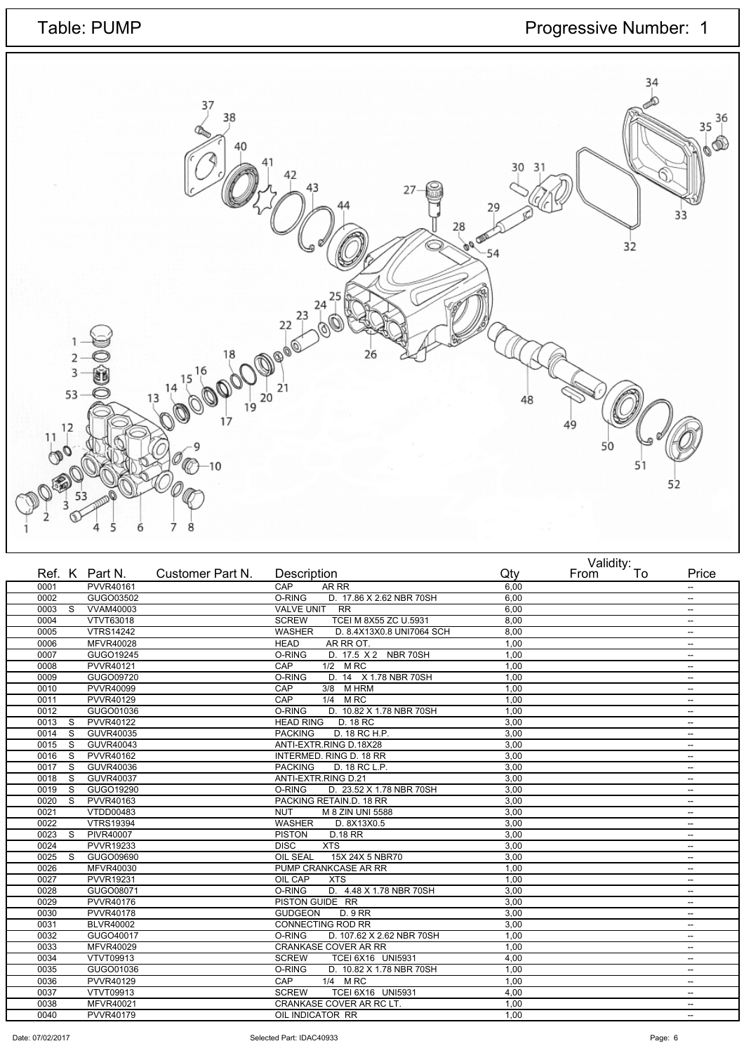# Table: PUMP

## Progressive Number: 1

1 2 3 53 11 12 4 5 6 7 8 9 10 13 14 15 16 17 18 19 20 21 22 23 24 25 26 27 28 29 30 31 32 33 34 35 36 37 38 40 41 42 43 44 48 49 50 51 52 53 54

| Ref. | K | Part N. | Customer Part N. | Description | Qty | Validity: From | To | Price |
|---|---|---|---|---|---|---|---|---|
| 0001 | | PVVR40161 | | CAP AR RR | 6,00 | | | -- |
| 0002 | | GUGO03502 | | O-RING D. 17.86 X 2.62 NBR 70SH | 6,00 | | | -- |
| 0003 | S | VVAM40003 | | VALVE UNIT RR | 6,00 | | | -- |
| 0004 | | VTVT63018 | | SCREW TCEI M 8X55 ZC U.5931 | 8,00 | | | -- |
| 0005 | | VTRS14242 | | WASHER D. 8.4X13X0.8 UNI7064 SCH | 8,00 | | | -- |
| 0006 | | MFVR40028 | | HEAD AR RR OT. | 1,00 | | | -- |
| 0007 | | GUGO19245 | | O-RING D. 17.5 X 2 NBR 70SH | 1,00 | | | -- |
| 0008 | | PVVR40121 | | CAP 1/2 M RC | 1,00 | | | -- |
| 0009 | | GUGO09720 | | O-RING D. 14 X 1.78 NBR 70SH | 1,00 | | | -- |
| 0010 | | PVVR40099 | | CAP 3/8 M HRM | 1,00 | | | -- |
| 0011 | | PVVR40129 | | CAP 1/4 M RC | 1,00 | | | -- |
| 0012 | | GUGO01036 | | O-RING D. 10.82 X 1.78 NBR 70SH | 1,00 | | | -- |
| 0013 | S | PVVR40122 | | HEAD RING D. 18 RC | 3,00 | | | -- |
| 0014 | S | GUVR40035 | | PACKING D. 18 RC H.P. | 3,00 | | | -- |
| 0015 | S | GUVR40043 | | ANTI-EXTR.RING D.18X28 | 3,00 | | | -- |
| 0016 | S | PVVR40162 | | INTERMED. RING D. 18 RR | 3,00 | | | -- |
| 0017 | S | GUVR40036 | | PACKING D. 18 RC L.P. | 3,00 | | | -- |
| 0018 | S | GUVR40037 | | ANTI-EXTR.RING D.21 | 3,00 | | | -- |
| 0019 | S | GUGO19290 | | O-RING D. 23.52 X 1.78 NBR 70SH | 3,00 | | | -- |
| 0020 | S | PVVR40163 | | PACKING RETAIN.D. 18 RR | 3,00 | | | -- |
| 0021 | | VTDD00483 | | NUT M 8 ZIN UNI 5588 | 3,00 | | | -- |
| 0022 | | VTRS19394 | | WASHER D. 8X13X0.5 | 3,00 | | | -- |
| 0023 | S | PIVR40007 | | PISTON D.18 RR | 3,00 | | | -- |
| 0024 | | PVVR19233 | | DISC XTS | 3,00 | | | -- |
| 0025 | S | GUGO09690 | | OIL SEAL 15X 24X 5 NBR70 | 3,00 | | | -- |
| 0026 | | MFVR40030 | | PUMP CRANKCASE AR RR | 1,00 | | | -- |
| 0027 | | PVVR19231 | | OIL CAP XTS | 1,00 | | | -- |
| 0028 | | GUGO08071 | | O-RING D. 4.48 X 1.78 NBR 70SH | 3,00 | | | -- |
| 0029 | | PVVR40176 | | PISTON GUIDE RR | 3,00 | | | -- |
| 0030 | | PVVR40178 | | GUDGEON D. 9 RR | 3,00 | | | -- |
| 0031 | | BLVR40002 | | CONNECTING ROD RR | 3,00 | | | -- |
| 0032 | | GUGO40017 | | O-RING D. 107.62 X 2.62 NBR 70SH | 1,00 | | | -- |
| 0033 | | MFVR40029 | | CRANKASE COVER AR RR | 1,00 | | | -- |
| 0034 | | VTVT09913 | | SCREW TCEI 6X16 UNI5931 | 4,00 | | | -- |
| 0035 | | GUGO01036 | | O-RING D. 10.82 X 1.78 NBR 70SH | 1,00 | | | -- |
| 0036 | | PVVR40129 | | CAP 1/4 M RC | 1,00 | | | -- |
| 0037 | | VTVT09913 | | SCREW TCEI 6X16 UNI5931 | 4,00 | | | -- |
| 0038 | | MFVR40021 | | CRANKASE COVER AR RC LT. | 1,00 | | | -- |
| 0040 | | PVVR40179 | | OIL INDICATOR RR | 1,00 | | | -- |

Date: 07/02/2017 Selected Part: IDAC40933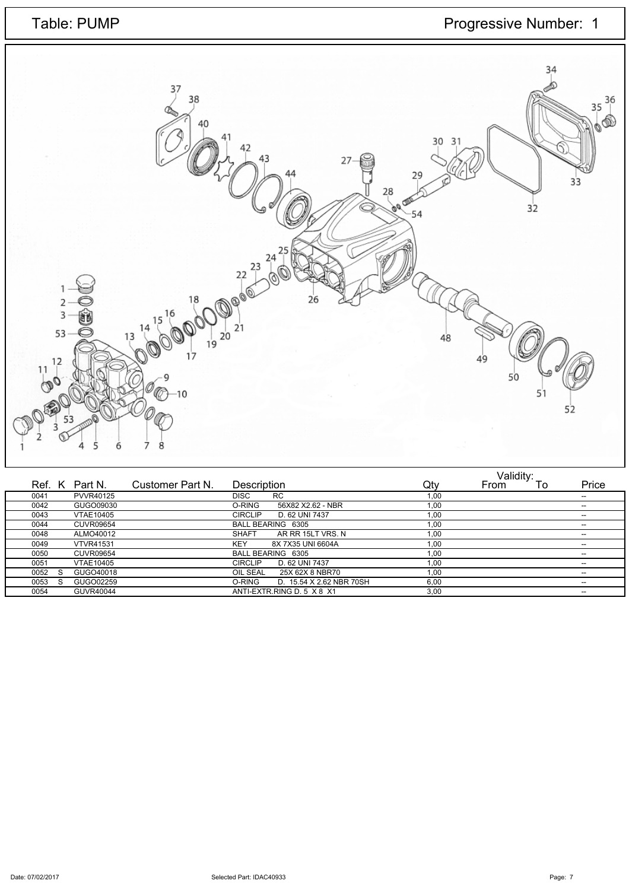Table: PUMP

Progressive Number: 1

| Ref. | K | Part N. | Customer Part N. | Description | Qty | Validity: From | To | Price |
|---|---|---|---|---|---|---|---|---|
| 0041 | | PVVR40125 | | DISC RC | 1,00 | | | -- |
| 0042 | | GUGO09030 | | O-RING 56X82 X2.62 - NBR | 1,00 | | | -- |
| 0043 | | VTAE10405 | | CIRCLIP D. 62 UNI 7437 | 1,00 | | | -- |
| 0044 | | CUVR09654 | | BALL BEARING 6305 | 1,00 | | | -- |
| 0048 | | ALMO40012 | | SHAFT AR RR 15LT VRS. N | 1,00 | | | -- |
| 0049 | | VTVR41531 | | KEY 8X 7X35 UNI 6604A | 1,00 | | | -- |
| 0050 | | CUVR09654 | | BALL BEARING 6305 | 1,00 | | | -- |
| 0051 | | VTAE10405 | | CIRCLIP D. 62 UNI 7437 | 1,00 | | | -- |
| 0052 | S | GUGO40018 | | OIL SEAL 25X 62X 8 NBR70 | 1,00 | | | -- |
| 0053 | S | GUGO02259 | | O-RING D. 15.54 X 2.62 NBR 70SH | 6,00 | | | -- |
| 0054 | | GUVR40044 | | ANTI-EXTR.RING D. 5 X 8 X1 | 3,00 | | | -- |

Date: 07/02/2017 Selected Part: IDAC40933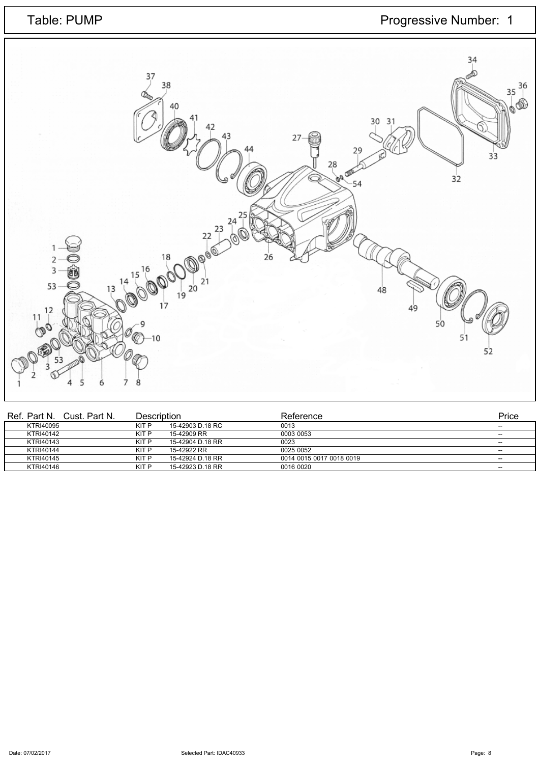# Table: PUMP

Progressive Number: 1

1
2
3
53
11
12
13
14
15
16
18
17
19
20
21
22
23
24
25
26
27
28
29
30
31
32
33
34
35
36
37
38
40
41
42
43
44
48
49
50
51
52
54
53
3
2
1
4
5
6
7
8
9
10

| Ref. | Part N. | Cust. Part N. | Description | | Reference | Price |
|---|---|---|---|---|---|---|
| | KTRI40095 | | KIT P | 15-42903 D.18 RC | 0013 | -- |
| | KTRI40142 | | KIT P | 15-42909 RR | 0003 0053 | -- |
| | KTRI40143 | | KIT P | 15-42904 D.18 RR | 0023 | -- |
| | KTRI40144 | | KIT P | 15-42922 RR | 0025 0052 | -- |
| | KTRI40145 | | KIT P | 15-42924 D.18 RR | 0014 0015 0017 0018 0019 | -- |
| | KTRI40146 | | KIT P | 15-42923 D.18 RR | 0016 0020 | -- |

Date: 07/02/2017 Selected Part: IDAC40933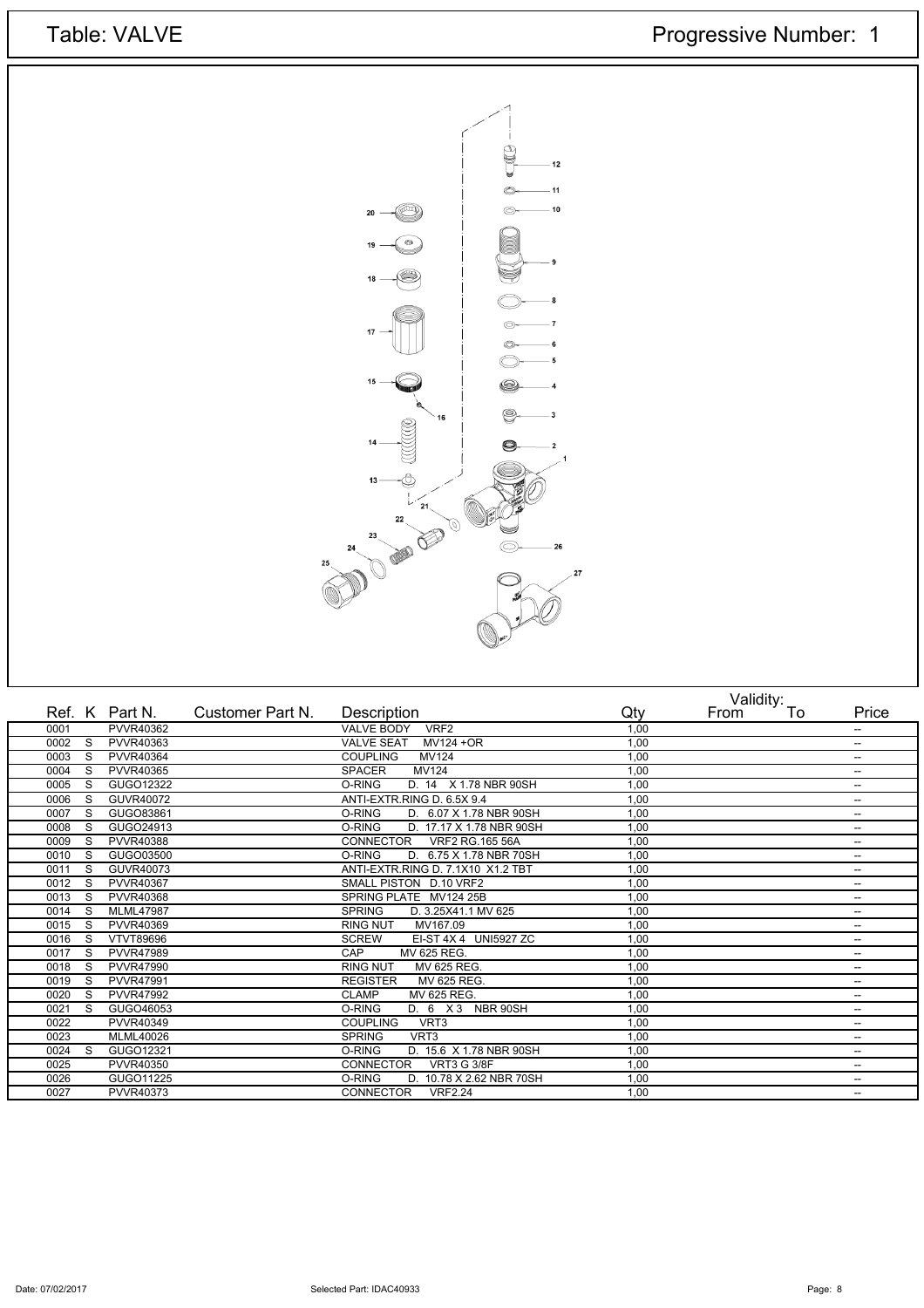# Table: VALVE

## Progressive Number: 1

12
11
10
20
19
9
18
8
17
7
6
5
15
4
16
3
14
2
1
13
21
22
23
24
26
25
27

| Ref. | K | Part N. | Customer Part N. | Description | Qty | Validity: From | To | Price |
|---|---|---|---|---|---|---|---|---|
| 0001 | | PVVR40362 | | VALVE BODY VRF2 | 1,00 | | | -- |
| 0002 | S | PVVR40363 | | VALVE SEAT MV124 +OR | 1,00 | | | -- |
| 0003 | S | PVVR40364 | | COUPLING MV124 | 1,00 | | | -- |
| 0004 | S | PVVR40365 | | SPACER MV124 | 1,00 | | | -- |
| 0005 | S | GUGO12322 | | O-RING D. 14 X 1.78 NBR 90SH | 1,00 | | | -- |
| 0006 | S | GUVR40072 | | ANTI-EXTR.RING D. 6.5X 9.4 | 1,00 | | | -- |
| 0007 | S | GUGO83861 | | O-RING D. 6.07 X 1.78 NBR 90SH | 1,00 | | | -- |
| 0008 | S | GUGO24913 | | O-RING D. 17.17 X 1.78 NBR 90SH | 1,00 | | | -- |
| 0009 | S | PVVR40388 | | CONNECTOR VRF2 RG.165 56A | 1,00 | | | -- |
| 0010 | S | GUGO03500 | | O-RING D. 6.75 X 1.78 NBR 70SH | 1,00 | | | -- |
| 0011 | S | GUVR40073 | | ANTI-EXTR.RING D. 7.1X10 X1.2 TBT | 1,00 | | | -- |
| 0012 | S | PVVR40367 | | SMALL PISTON D.10 VRF2 | 1,00 | | | -- |
| 0013 | S | PVVR40368 | | SPRING PLATE MV124 25B | 1,00 | | | -- |
| 0014 | S | MLML47987 | | SPRING D. 3.25X41.1 MV 625 | 1,00 | | | -- |
| 0015 | S | PVVR40369 | | RING NUT MV167.09 | 1,00 | | | -- |
| 0016 | S | VTVT89696 | | SCREW EI-ST 4X 4 UNI5927 ZC | 1,00 | | | -- |
| 0017 | S | PVVR47989 | | CAP MV 625 REG. | 1,00 | | | -- |
| 0018 | S | PVVR47990 | | RING NUT MV 625 REG. | 1,00 | | | -- |
| 0019 | S | PVVR47991 | | REGISTER MV 625 REG. | 1,00 | | | -- |
| 0020 | S | PVVR47992 | | CLAMP MV 625 REG. | 1,00 | | | -- |
| 0021 | S | GUGO46053 | | O-RING D. 6 X 3 NBR 90SH | 1,00 | | | -- |
| 0022 | | PVVR40349 | | COUPLING VRT3 | 1,00 | | | -- |
| 0023 | | MLML40026 | | SPRING VRT3 | 1,00 | | | -- |
| 0024 | S | GUGO12321 | | O-RING D. 15.6 X 1.78 NBR 90SH | 1,00 | | | -- |
| 0025 | | PVVR40350 | | CONNECTOR VRT3 G 3/8F | 1,00 | | | -- |
| 0026 | | GUGO11225 | | O-RING D. 10.78 X 2.62 NBR 70SH | 1,00 | | | -- |
| 0027 | | PVVR40373 | | CONNECTOR VRF2.24 | 1,00 | | | -- |

Date: 07/02/2017 Selected Part: IDAC40933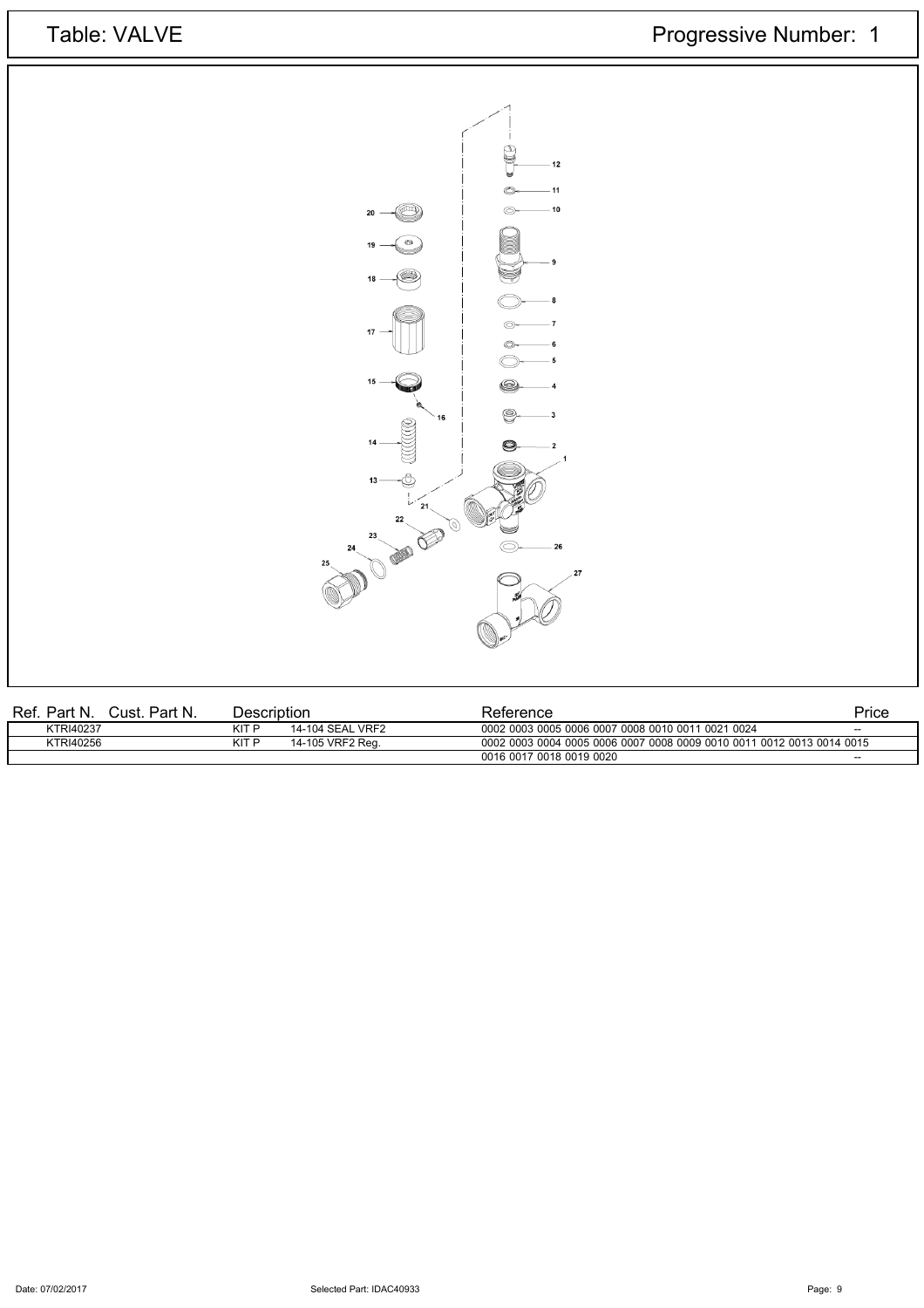# Table: VALVE

## Progressive Number: 1

12
11
10
20
19
9
18
8
17
7
6
5
15
4
16
3
14
2
1
13
21
22
23
24
26
25
27

| Ref. Part N. | Cust. Part N. | Description | Reference | Price |
|---|---|---|---|---|
| KTRI40237 | | KIT P 14-104 SEAL VRF2 | 0002 0003 0005 0006 0007 0008 0010 0011 0021 0024 | -- |
| KTRI40256 | | KIT P 14-105 VRF2 Reg. | 0002 0003 0004 0005 0006 0007 0008 0009 0010 0011 0012 0013 0014 0015 0016 0017 0018 0019 0020 | -- |

Date: 07/02/2017 Selected Part: IDAC40933